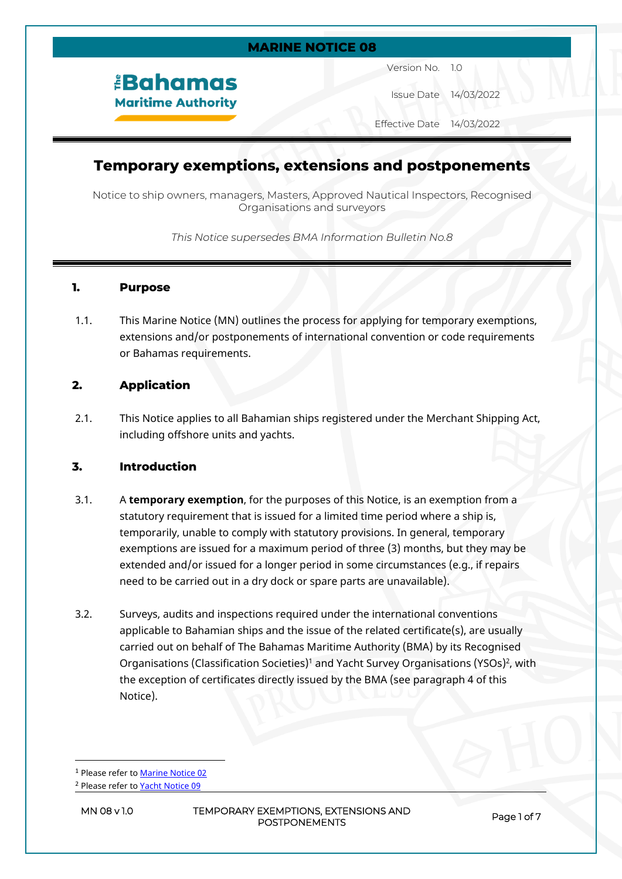**MARINE NOTICE 08**

The Bahamas Maritime Authority

| | |
|---|---|
| Version No. | 1.0 |
| Issue Date | 14/03/2022 |
| Effective Date | 14/03/2022 |

# Temporary exemptions, extensions and postponements

Notice to ship owners, managers, Masters, Approved Nautical Inspectors, Recognised Organisations and surveyors

*This Notice supersedes BMA Information Bulletin No.8*

## 1. Purpose

1.1. This Marine Notice (MN) outlines the process for applying for temporary exemptions, extensions and/or postponements of international convention or code requirements or Bahamas requirements.

## 2. Application

2.1. This Notice applies to all Bahamian ships registered under the Merchant Shipping Act, including offshore units and yachts.

## 3. Introduction

3.1. A **temporary exemption**, for the purposes of this Notice, is an exemption from a statutory requirement that is issued for a limited time period where a ship is, temporarily, unable to comply with statutory provisions. In general, temporary exemptions are issued for a maximum period of three (3) months, but they may be extended and/or issued for a longer period in some circumstances (e.g., if repairs need to be carried out in a dry dock or spare parts are unavailable).

3.2. Surveys, audits and inspections required under the international conventions applicable to Bahamian ships and the issue of the related certificate(s), are usually carried out on behalf of The Bahamas Maritime Authority (BMA) by its Recognised Organisations (Classification Societies)[1] and Yacht Survey Organisations (YSOs)[2], with the exception of certificates directly issued by the BMA (see paragraph 4 of this Notice).

[1] Please refer to Marine Notice 02

[2] Please refer to Yacht Notice 09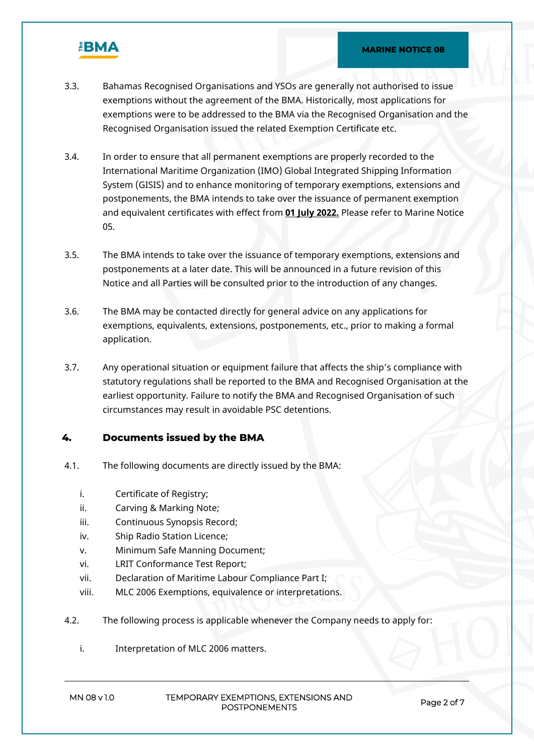3.3. Bahamas Recognised Organisations and YSOs are generally not authorised to issue exemptions without the agreement of the BMA. Historically, most applications for exemptions were to be addressed to the BMA via the Recognised Organisation and the Recognised Organisation issued the related Exemption Certificate etc.

3.4. In order to ensure that all permanent exemptions are properly recorded to the International Maritime Organization (IMO) Global Integrated Shipping Information System (GISIS) and to enhance monitoring of temporary exemptions, extensions and postponements, the BMA intends to take over the issuance of permanent exemption and equivalent certificates with effect from **01 July 2022.** Please refer to Marine Notice 05.

3.5. The BMA intends to take over the issuance of temporary exemptions, extensions and postponements at a later date. This will be announced in a future revision of this Notice and all Parties will be consulted prior to the introduction of any changes.

3.6. The BMA may be contacted directly for general advice on any applications for exemptions, equivalents, extensions, postponements, etc., prior to making a formal application.

3.7. Any operational situation or equipment failure that affects the ship's compliance with statutory regulations shall be reported to the BMA and Recognised Organisation at the earliest opportunity. Failure to notify the BMA and Recognised Organisation of such circumstances may result in avoidable PSC detentions.

## 4. Documents issued by the BMA

4.1. The following documents are directly issued by the BMA:

i. Certificate of Registry;
ii. Carving & Marking Note;
iii. Continuous Synopsis Record;
iv. Ship Radio Station Licence;
v. Minimum Safe Manning Document;
vi. LRIT Conformance Test Report;
vii. Declaration of Maritime Labour Compliance Part I;
viii. MLC 2006 Exemptions, equivalence or interpretations.

4.2. The following process is applicable whenever the Company needs to apply for:

i. Interpretation of MLC 2006 matters.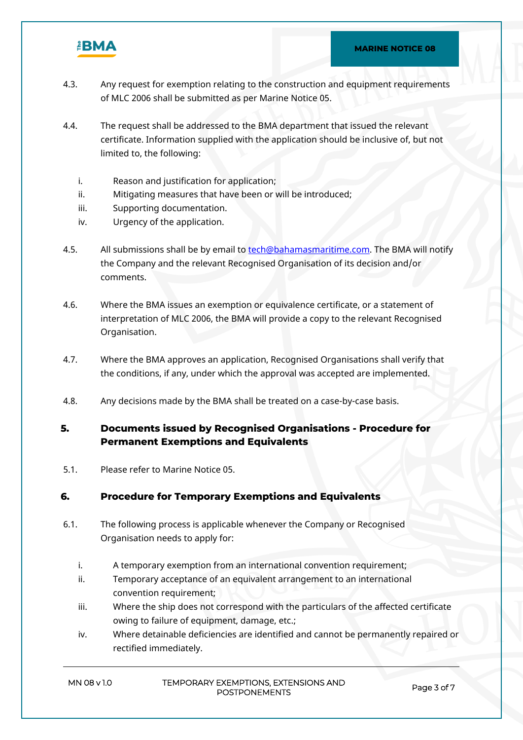4.3. Any request for exemption relating to the construction and equipment requirements of MLC 2006 shall be submitted as per Marine Notice 05.

4.4. The request shall be addressed to the BMA department that issued the relevant certificate. Information supplied with the application should be inclusive of, but not limited to, the following:

i. Reason and justification for application;
ii. Mitigating measures that have been or will be introduced;
iii. Supporting documentation.
iv. Urgency of the application.

4.5. All submissions shall be by email to [tech@bahamasmaritime.com](mailto:tech@bahamasmaritime.com). The BMA will notify the Company and the relevant Recognised Organisation of its decision and/or comments.

4.6. Where the BMA issues an exemption or equivalence certificate, or a statement of interpretation of MLC 2006, the BMA will provide a copy to the relevant Recognised Organisation.

4.7. Where the BMA approves an application, Recognised Organisations shall verify that the conditions, if any, under which the approval was accepted are implemented.

4.8. Any decisions made by the BMA shall be treated on a case-by-case basis.

## 5. Documents issued by Recognised Organisations - Procedure for Permanent Exemptions and Equivalents

5.1. Please refer to Marine Notice 05.

## 6. Procedure for Temporary Exemptions and Equivalents

6.1. The following process is applicable whenever the Company or Recognised Organisation needs to apply for:

i. A temporary exemption from an international convention requirement;
ii. Temporary acceptance of an equivalent arrangement to an international convention requirement;
iii. Where the ship does not correspond with the particulars of the affected certificate owing to failure of equipment, damage, etc.;
iv. Where detainable deficiencies are identified and cannot be permanently repaired or rectified immediately.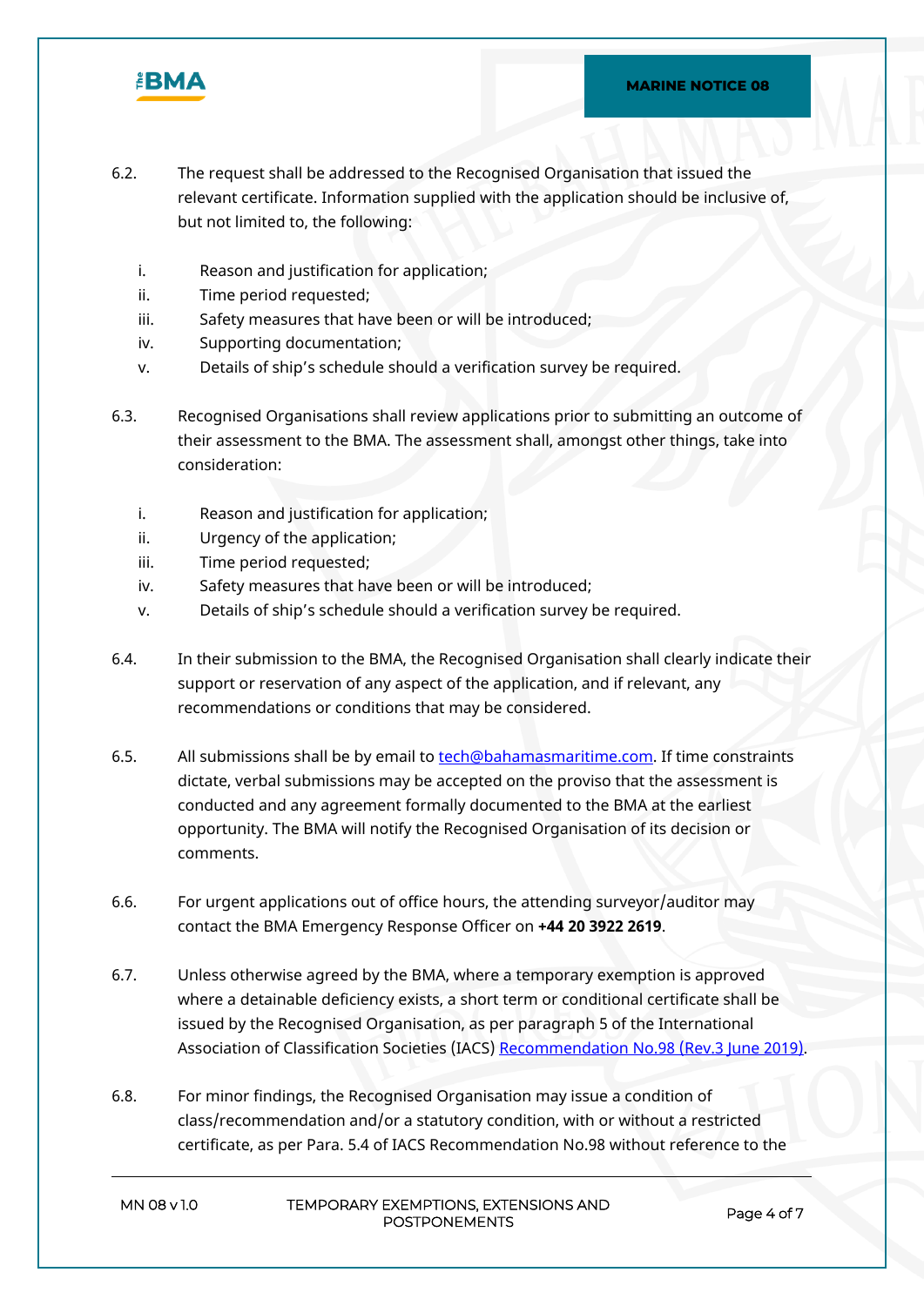6.2. The request shall be addressed to the Recognised Organisation that issued the relevant certificate. Information supplied with the application should be inclusive of, but not limited to, the following:

   i. Reason and justification for application;
   ii. Time period requested;
   iii. Safety measures that have been or will be introduced;
   iv. Supporting documentation;
   v. Details of ship's schedule should a verification survey be required.

6.3. Recognised Organisations shall review applications prior to submitting an outcome of their assessment to the BMA. The assessment shall, amongst other things, take into consideration:

   i. Reason and justification for application;
   ii. Urgency of the application;
   iii. Time period requested;
   iv. Safety measures that have been or will be introduced;
   v. Details of ship's schedule should a verification survey be required.

6.4. In their submission to the BMA, the Recognised Organisation shall clearly indicate their support or reservation of any aspect of the application, and if relevant, any recommendations or conditions that may be considered.

6.5. All submissions shall be by email to [tech@bahamasmaritime.com](mailto:tech@bahamasmaritime.com). If time constraints dictate, verbal submissions may be accepted on the proviso that the assessment is conducted and any agreement formally documented to the BMA at the earliest opportunity. The BMA will notify the Recognised Organisation of its decision or comments.

6.6. For urgent applications out of office hours, the attending surveyor/auditor may contact the BMA Emergency Response Officer on **+44 20 3922 2619**.

6.7. Unless otherwise agreed by the BMA, where a temporary exemption is approved where a detainable deficiency exists, a short term or conditional certificate shall be issued by the Recognised Organisation, as per paragraph 5 of the International Association of Classification Societies (IACS) Recommendation No.98 (Rev.3 June 2019).

6.8. For minor findings, the Recognised Organisation may issue a condition of class/recommendation and/or a statutory condition, with or without a restricted certificate, as per Para. 5.4 of IACS Recommendation No.98 without reference to the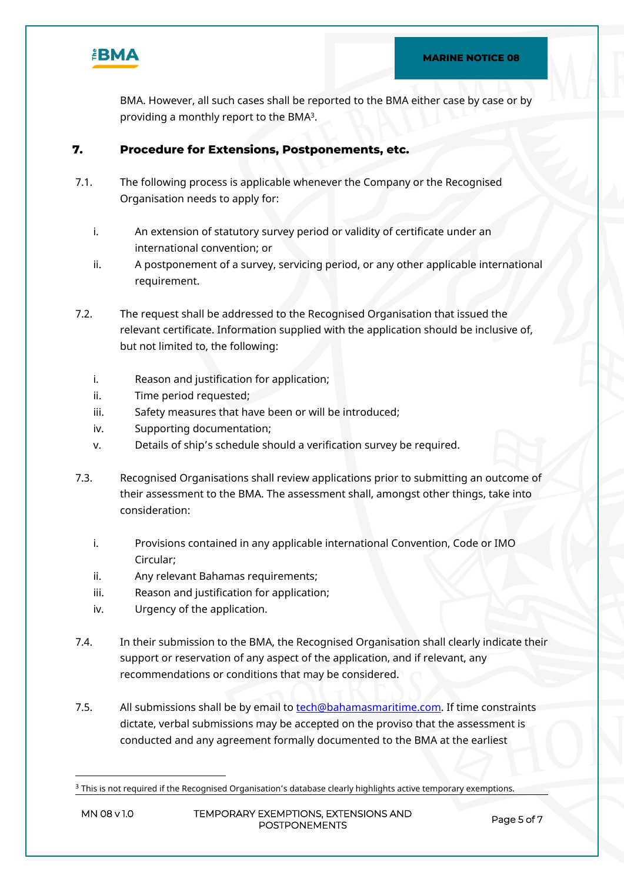BMA. However, all such cases shall be reported to the BMA either case by case or by providing a monthly report to the BMA[3].

## 7. Procedure for Extensions, Postponements, etc.

7.1. The following process is applicable whenever the Company or the Recognised Organisation needs to apply for:

i. An extension of statutory survey period or validity of certificate under an international convention; or

ii. A postponement of a survey, servicing period, or any other applicable international requirement.

7.2. The request shall be addressed to the Recognised Organisation that issued the relevant certificate. Information supplied with the application should be inclusive of, but not limited to, the following:

i. Reason and justification for application;

ii. Time period requested;

iii. Safety measures that have been or will be introduced;

iv. Supporting documentation;

v. Details of ship's schedule should a verification survey be required.

7.3. Recognised Organisations shall review applications prior to submitting an outcome of their assessment to the BMA. The assessment shall, amongst other things, take into consideration:

i. Provisions contained in any applicable international Convention, Code or IMO Circular;

ii. Any relevant Bahamas requirements;

iii. Reason and justification for application;

iv. Urgency of the application.

7.4. In their submission to the BMA, the Recognised Organisation shall clearly indicate their support or reservation of any aspect of the application, and if relevant, any recommendations or conditions that may be considered.

7.5. All submissions shall be by email to tech@bahamasmaritime.com. If time constraints dictate, verbal submissions may be accepted on the proviso that the assessment is conducted and any agreement formally documented to the BMA at the earliest

[3] This is not required if the Recognised Organisation's database clearly highlights active temporary exemptions.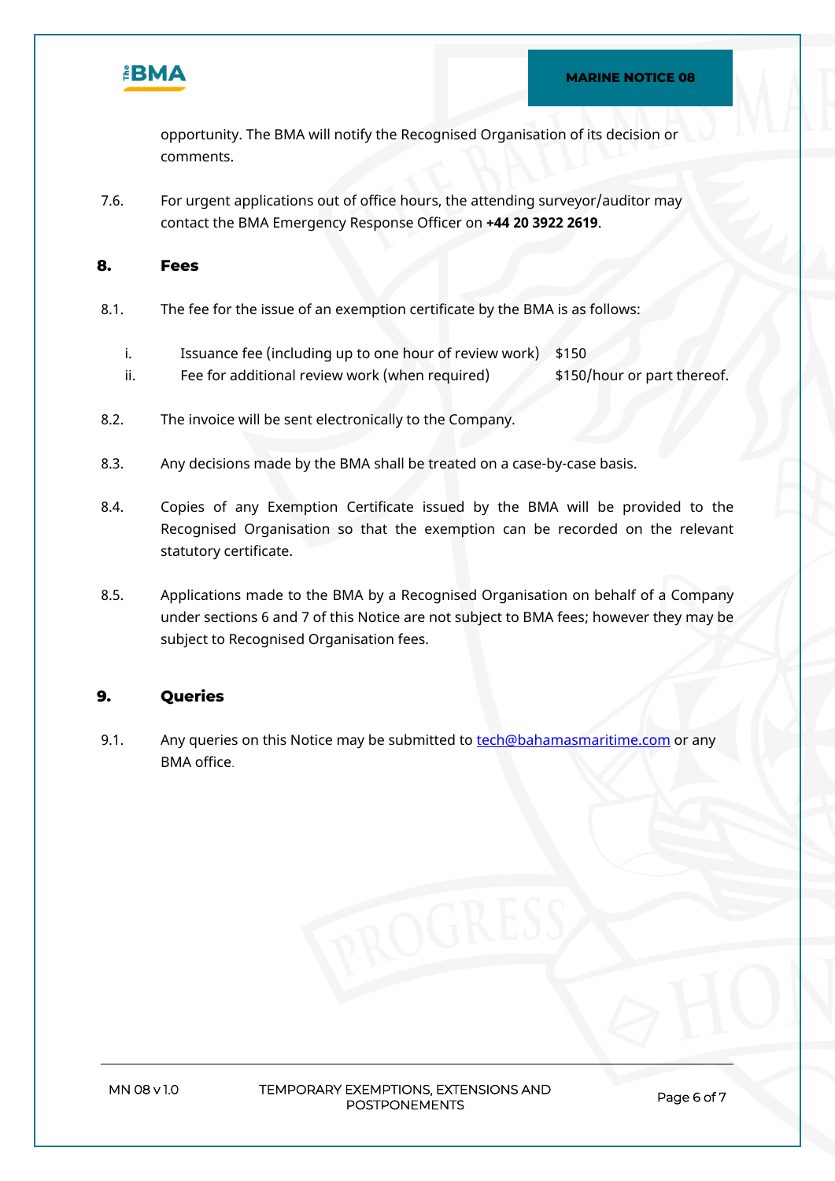opportunity. The BMA will notify the Recognised Organisation of its decision or comments.

7.6. For urgent applications out of office hours, the attending surveyor/auditor may contact the BMA Emergency Response Officer on **+44 20 3922 2619**.

## 8. Fees

8.1. The fee for the issue of an exemption certificate by the BMA is as follows:

i. Issuance fee (including up to one hour of review work) $150
ii. Fee for additional review work (when required) $150/hour or part thereof.

8.2. The invoice will be sent electronically to the Company.

8.3. Any decisions made by the BMA shall be treated on a case-by-case basis.

8.4. Copies of any Exemption Certificate issued by the BMA will be provided to the Recognised Organisation so that the exemption can be recorded on the relevant statutory certificate.

8.5. Applications made to the BMA by a Recognised Organisation on behalf of a Company under sections 6 and 7 of this Notice are not subject to BMA fees; however they may be subject to Recognised Organisation fees.

## 9. Queries

9.1. Any queries on this Notice may be submitted to tech@bahamasmaritime.com or any BMA office.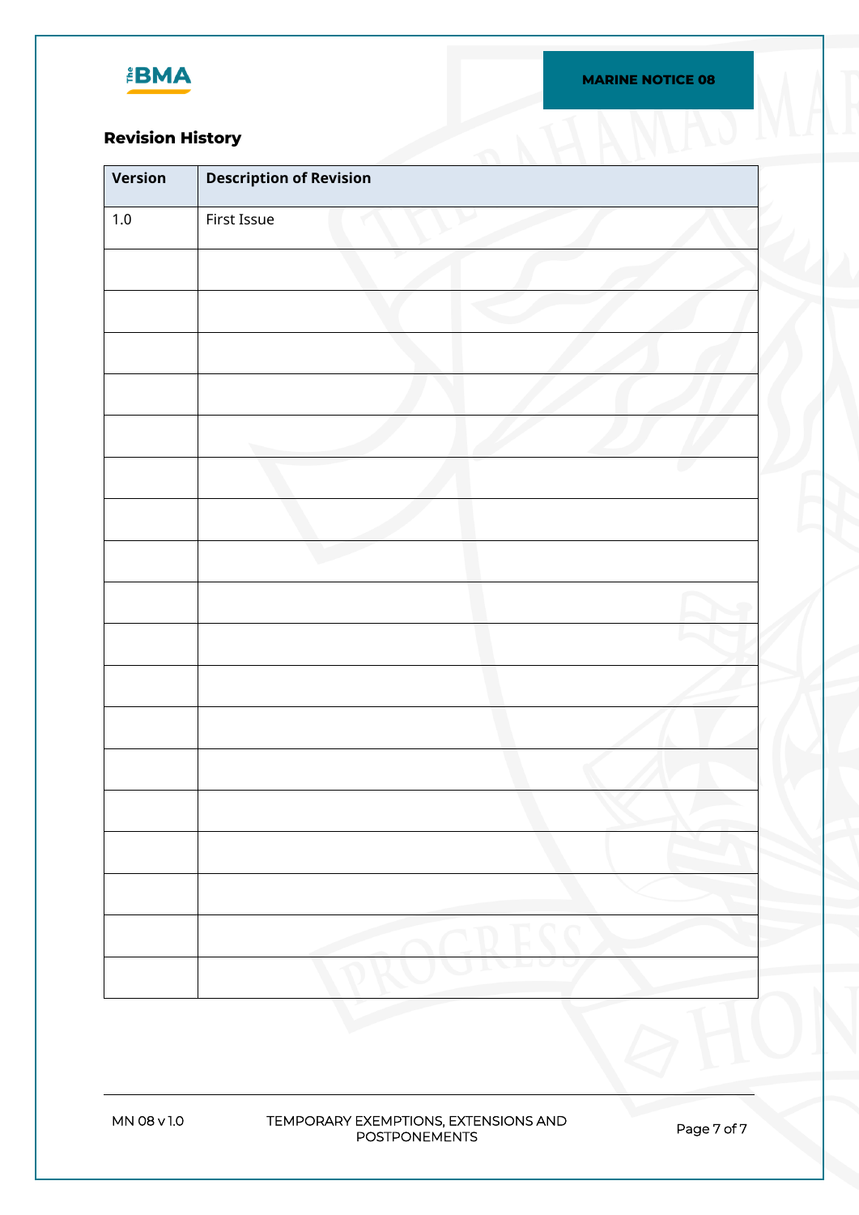## Revision History

| Version | Description of Revision |
|---|---|
| 1.0 | First Issue |
| | |
| | |
| | |
| | |
| | |
| | |
| | |
| | |
| | |
| | |
| | |
| | |
| | |
| | |
| | |
| | |
| | |
| | |